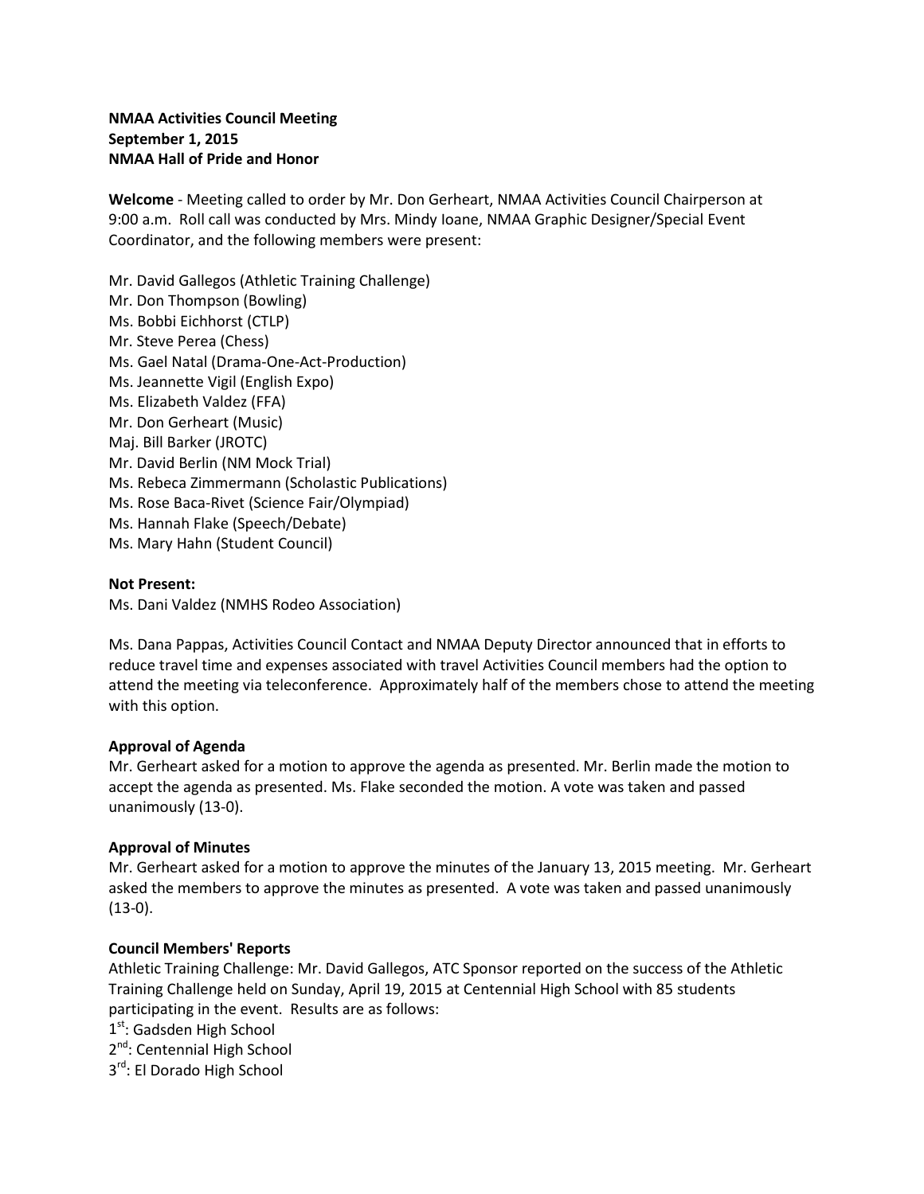**NMAA Activities Council Meeting**
**September 1, 2015**
**NMAA Hall of Pride and Honor**

**Welcome** - Meeting called to order by Mr. Don Gerheart, NMAA Activities Council Chairperson at 9:00 a.m. Roll call was conducted by Mrs. Mindy Ioane, NMAA Graphic Designer/Special Event Coordinator, and the following members were present:

Mr. David Gallegos (Athletic Training Challenge)
Mr. Don Thompson (Bowling)
Ms. Bobbi Eichhorst (CTLP)
Mr. Steve Perea (Chess)
Ms. Gael Natal (Drama-One-Act-Production)
Ms. Jeannette Vigil (English Expo)
Ms. Elizabeth Valdez (FFA)
Mr. Don Gerheart (Music)
Maj. Bill Barker (JROTC)
Mr. David Berlin (NM Mock Trial)
Ms. Rebeca Zimmermann (Scholastic Publications)
Ms. Rose Baca-Rivet (Science Fair/Olympiad)
Ms. Hannah Flake (Speech/Debate)
Ms. Mary Hahn (Student Council)

**Not Present:**
Ms. Dani Valdez (NMHS Rodeo Association)

Ms. Dana Pappas, Activities Council Contact and NMAA Deputy Director announced that in efforts to reduce travel time and expenses associated with travel Activities Council members had the option to attend the meeting via teleconference. Approximately half of the members chose to attend the meeting with this option.

**Approval of Agenda**
Mr. Gerheart asked for a motion to approve the agenda as presented. Mr. Berlin made the motion to accept the agenda as presented. Ms. Flake seconded the motion. A vote was taken and passed unanimously (13-0).

**Approval of Minutes**
Mr. Gerheart asked for a motion to approve the minutes of the January 13, 2015 meeting. Mr. Gerheart asked the members to approve the minutes as presented. A vote was taken and passed unanimously (13-0).

**Council Members' Reports**
Athletic Training Challenge: Mr. David Gallegos, ATC Sponsor reported on the success of the Athletic Training Challenge held on Sunday, April 19, 2015 at Centennial High School with 85 students participating in the event. Results are as follows:
1st: Gadsden High School
2nd: Centennial High School
3rd: El Dorado High School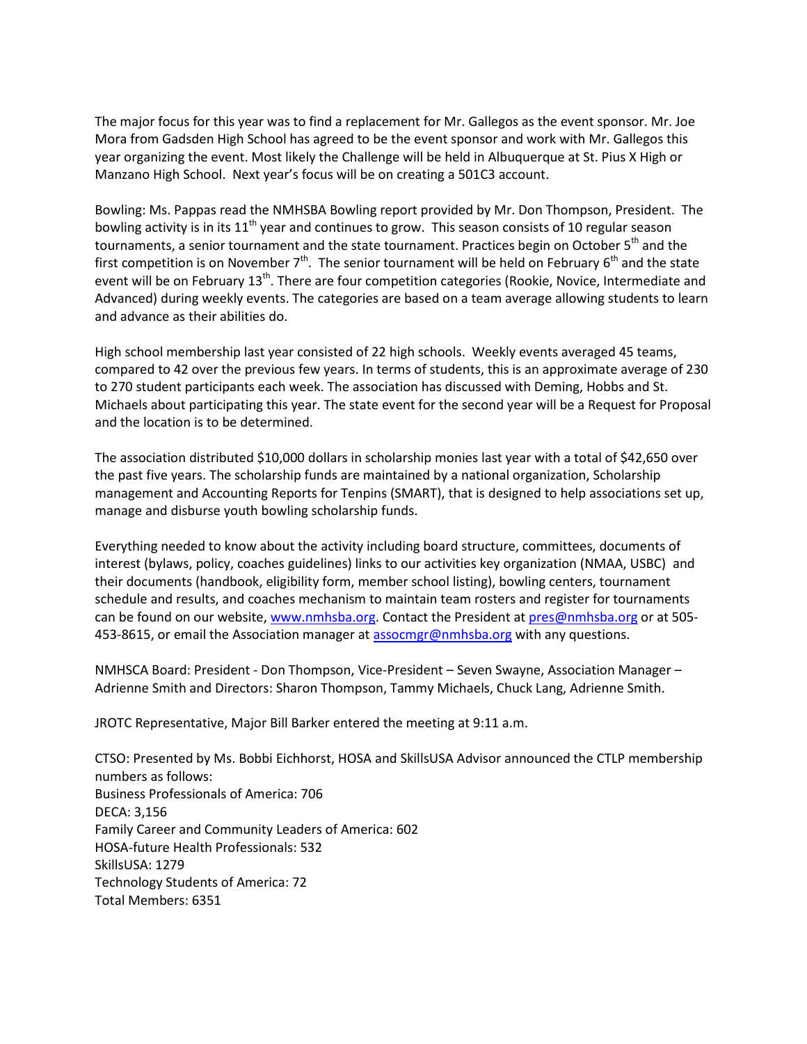The major focus for this year was to find a replacement for Mr. Gallegos as the event sponsor. Mr. Joe Mora from Gadsden High School has agreed to be the event sponsor and work with Mr. Gallegos this year organizing the event. Most likely the Challenge will be held in Albuquerque at St. Pius X High or Manzano High School. Next year's focus will be on creating a 501C3 account.

Bowling: Ms. Pappas read the NMHSBA Bowling report provided by Mr. Don Thompson, President. The bowling activity is in its 11th year and continues to grow. This season consists of 10 regular season tournaments, a senior tournament and the state tournament. Practices begin on October 5th and the first competition is on November 7th. The senior tournament will be held on February 6th and the state event will be on February 13th. There are four competition categories (Rookie, Novice, Intermediate and Advanced) during weekly events. The categories are based on a team average allowing students to learn and advance as their abilities do.

High school membership last year consisted of 22 high schools. Weekly events averaged 45 teams, compared to 42 over the previous few years. In terms of students, this is an approximate average of 230 to 270 student participants each week. The association has discussed with Deming, Hobbs and St. Michaels about participating this year. The state event for the second year will be a Request for Proposal and the location is to be determined.

The association distributed $10,000 dollars in scholarship monies last year with a total of $42,650 over the past five years. The scholarship funds are maintained by a national organization, Scholarship management and Accounting Reports for Tenpins (SMART), that is designed to help associations set up, manage and disburse youth bowling scholarship funds.

Everything needed to know about the activity including board structure, committees, documents of interest (bylaws, policy, coaches guidelines) links to our activities key organization (NMAA, USBC) and their documents (handbook, eligibility form, member school listing), bowling centers, tournament schedule and results, and coaches mechanism to maintain team rosters and register for tournaments can be found on our website, www.nmhsba.org. Contact the President at pres@nmhsba.org or at 505-453-8615, or email the Association manager at assocmgr@nmhsba.org with any questions.

NMHSCA Board: President - Don Thompson, Vice-President – Seven Swayne, Association Manager – Adrienne Smith and Directors: Sharon Thompson, Tammy Michaels, Chuck Lang, Adrienne Smith.

JROTC Representative, Major Bill Barker entered the meeting at 9:11 a.m.

CTSO: Presented by Ms. Bobbi Eichhorst, HOSA and SkillsUSA Advisor announced the CTLP membership numbers as follows:
Business Professionals of America: 706
DECA: 3,156
Family Career and Community Leaders of America: 602
HOSA-future Health Professionals: 532
SkillsUSA: 1279
Technology Students of America: 72
Total Members: 6351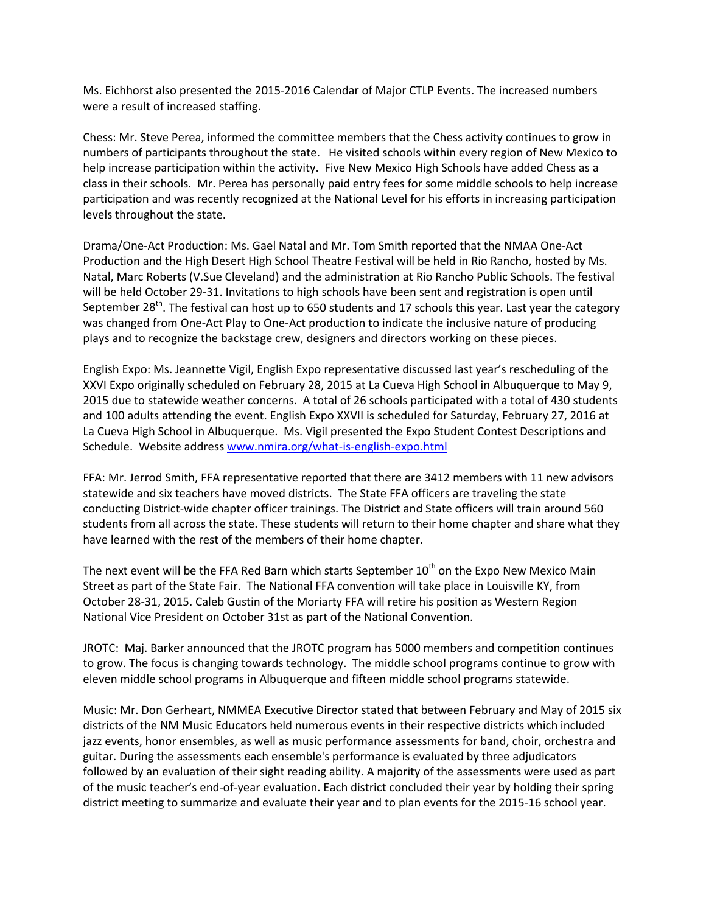Ms. Eichhorst also presented the 2015-2016 Calendar of Major CTLP Events. The increased numbers were a result of increased staffing.

Chess: Mr. Steve Perea, informed the committee members that the Chess activity continues to grow in numbers of participants throughout the state. He visited schools within every region of New Mexico to help increase participation within the activity. Five New Mexico High Schools have added Chess as a class in their schools. Mr. Perea has personally paid entry fees for some middle schools to help increase participation and was recently recognized at the National Level for his efforts in increasing participation levels throughout the state.

Drama/One-Act Production: Ms. Gael Natal and Mr. Tom Smith reported that the NMAA One-Act Production and the High Desert High School Theatre Festival will be held in Rio Rancho, hosted by Ms. Natal, Marc Roberts (V.Sue Cleveland) and the administration at Rio Rancho Public Schools. The festival will be held October 29-31. Invitations to high schools have been sent and registration is open until September 28th. The festival can host up to 650 students and 17 schools this year. Last year the category was changed from One-Act Play to One-Act production to indicate the inclusive nature of producing plays and to recognize the backstage crew, designers and directors working on these pieces.

English Expo: Ms. Jeannette Vigil, English Expo representative discussed last year's rescheduling of the XXVI Expo originally scheduled on February 28, 2015 at La Cueva High School in Albuquerque to May 9, 2015 due to statewide weather concerns. A total of 26 schools participated with a total of 430 students and 100 adults attending the event. English Expo XXVII is scheduled for Saturday, February 27, 2016 at La Cueva High School in Albuquerque. Ms. Vigil presented the Expo Student Contest Descriptions and Schedule. Website address [www.nmira.org/what-is-english-expo.html](http://www.nmira.org/what-is-english-expo.html)

FFA: Mr. Jerrod Smith, FFA representative reported that there are 3412 members with 11 new advisors statewide and six teachers have moved districts. The State FFA officers are traveling the state conducting District-wide chapter officer trainings. The District and State officers will train around 560 students from all across the state. These students will return to their home chapter and share what they have learned with the rest of the members of their home chapter.

The next event will be the FFA Red Barn which starts September 10th on the Expo New Mexico Main Street as part of the State Fair. The National FFA convention will take place in Louisville KY, from October 28-31, 2015. Caleb Gustin of the Moriarty FFA will retire his position as Western Region National Vice President on October 31st as part of the National Convention.

JROTC: Maj. Barker announced that the JROTC program has 5000 members and competition continues to grow. The focus is changing towards technology. The middle school programs continue to grow with eleven middle school programs in Albuquerque and fifteen middle school programs statewide.

Music: Mr. Don Gerheart, NMMEA Executive Director stated that between February and May of 2015 six districts of the NM Music Educators held numerous events in their respective districts which included jazz events, honor ensembles, as well as music performance assessments for band, choir, orchestra and guitar. During the assessments each ensemble's performance is evaluated by three adjudicators followed by an evaluation of their sight reading ability. A majority of the assessments were used as part of the music teacher's end-of-year evaluation. Each district concluded their year by holding their spring district meeting to summarize and evaluate their year and to plan events for the 2015-16 school year.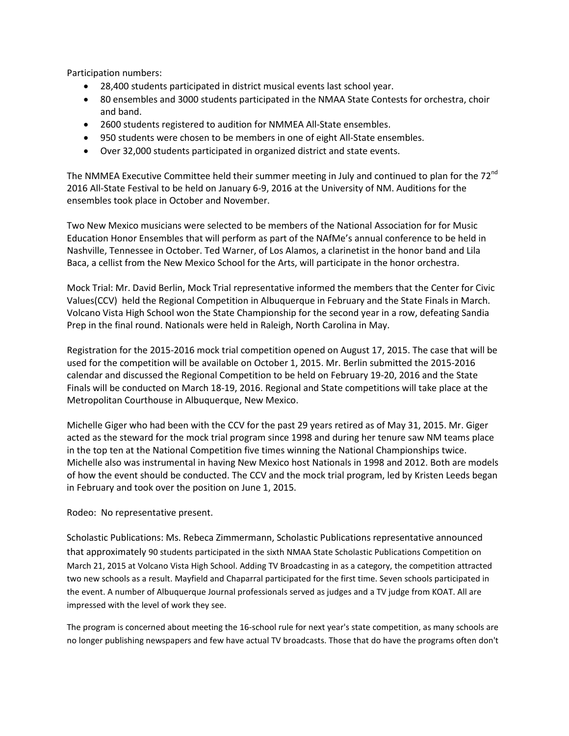Participation numbers:

- 28,400 students participated in district musical events last school year.
- 80 ensembles and 3000 students participated in the NMAA State Contests for orchestra, choir and band.
- 2600 students registered to audition for NMMEA All-State ensembles.
- 950 students were chosen to be members in one of eight All-State ensembles.
- Over 32,000 students participated in organized district and state events.

The NMMEA Executive Committee held their summer meeting in July and continued to plan for the 72nd 2016 All-State Festival to be held on January 6-9, 2016 at the University of NM. Auditions for the ensembles took place in October and November.

Two New Mexico musicians were selected to be members of the National Association for for Music Education Honor Ensembles that will perform as part of the NAfMe's annual conference to be held in Nashville, Tennessee in October. Ted Warner, of Los Alamos, a clarinetist in the honor band and Lila Baca, a cellist from the New Mexico School for the Arts, will participate in the honor orchestra.

Mock Trial: Mr. David Berlin, Mock Trial representative informed the members that the Center for Civic Values(CCV) held the Regional Competition in Albuquerque in February and the State Finals in March. Volcano Vista High School won the State Championship for the second year in a row, defeating Sandia Prep in the final round. Nationals were held in Raleigh, North Carolina in May.

Registration for the 2015-2016 mock trial competition opened on August 17, 2015. The case that will be used for the competition will be available on October 1, 2015. Mr. Berlin submitted the 2015-2016 calendar and discussed the Regional Competition to be held on February 19-20, 2016 and the State Finals will be conducted on March 18-19, 2016. Regional and State competitions will take place at the Metropolitan Courthouse in Albuquerque, New Mexico.

Michelle Giger who had been with the CCV for the past 29 years retired as of May 31, 2015. Mr. Giger acted as the steward for the mock trial program since 1998 and during her tenure saw NM teams place in the top ten at the National Competition five times winning the National Championships twice. Michelle also was instrumental in having New Mexico host Nationals in 1998 and 2012. Both are models of how the event should be conducted. The CCV and the mock trial program, led by Kristen Leeds began in February and took over the position on June 1, 2015.

Rodeo: No representative present.

Scholastic Publications: Ms. Rebeca Zimmermann, Scholastic Publications representative announced that approximately 90 students participated in the sixth NMAA State Scholastic Publications Competition on March 21, 2015 at Volcano Vista High School. Adding TV Broadcasting in as a category, the competition attracted two new schools as a result. Mayfield and Chaparral participated for the first time. Seven schools participated in the event. A number of Albuquerque Journal professionals served as judges and a TV judge from KOAT. All are impressed with the level of work they see.

The program is concerned about meeting the 16-school rule for next year's state competition, as many schools are no longer publishing newspapers and few have actual TV broadcasts. Those that do have the programs often don't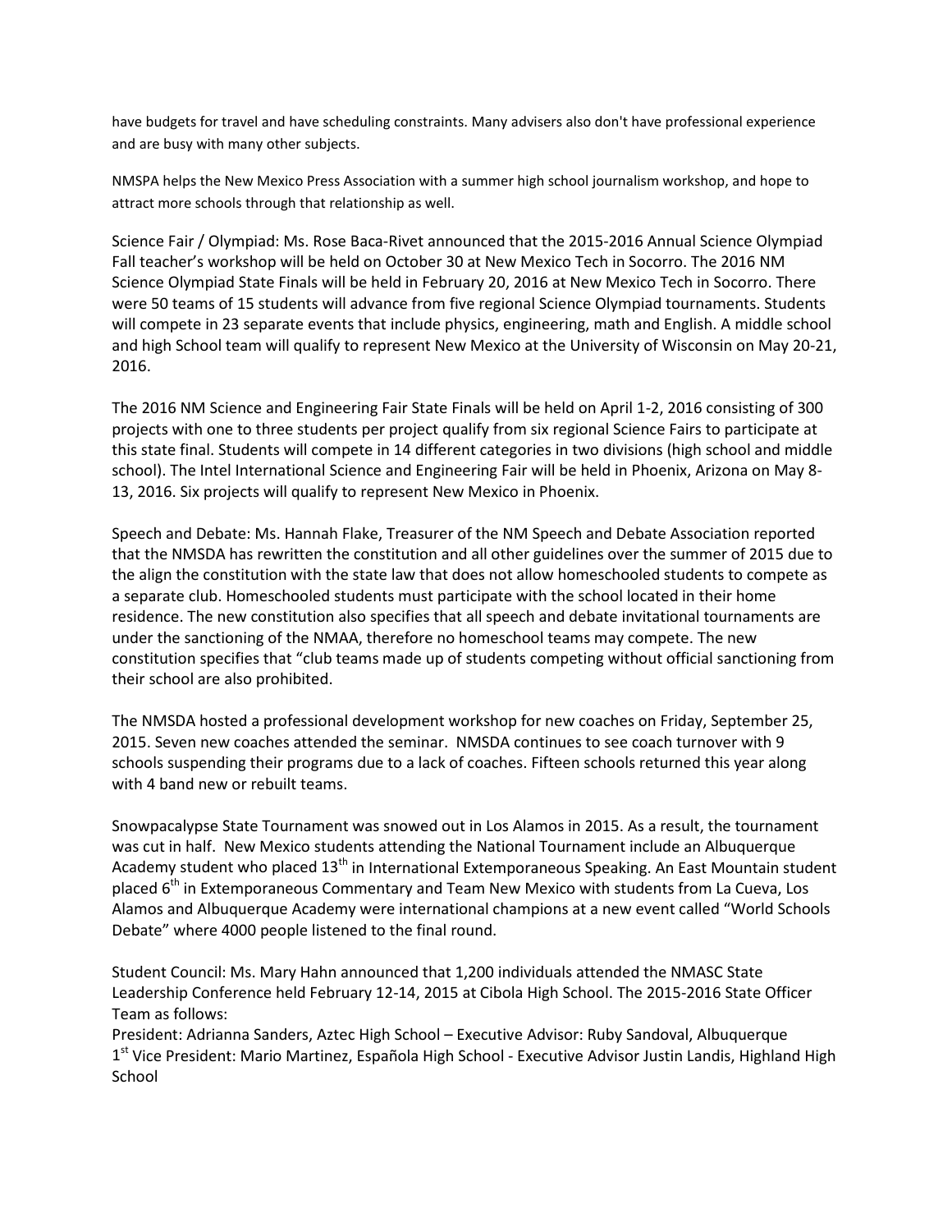have budgets for travel and have scheduling constraints. Many advisers also don't have professional experience and are busy with many other subjects.

NMSPA helps the New Mexico Press Association with a summer high school journalism workshop, and hope to attract more schools through that relationship as well.

Science Fair / Olympiad: Ms. Rose Baca-Rivet announced that the 2015-2016 Annual Science Olympiad Fall teacher's workshop will be held on October 30 at New Mexico Tech in Socorro. The 2016 NM Science Olympiad State Finals will be held in February 20, 2016 at New Mexico Tech in Socorro. There were 50 teams of 15 students will advance from five regional Science Olympiad tournaments. Students will compete in 23 separate events that include physics, engineering, math and English. A middle school and high School team will qualify to represent New Mexico at the University of Wisconsin on May 20-21, 2016.

The 2016 NM Science and Engineering Fair State Finals will be held on April 1-2, 2016 consisting of 300 projects with one to three students per project qualify from six regional Science Fairs to participate at this state final. Students will compete in 14 different categories in two divisions (high school and middle school). The Intel International Science and Engineering Fair will be held in Phoenix, Arizona on May 8-13, 2016. Six projects will qualify to represent New Mexico in Phoenix.

Speech and Debate: Ms. Hannah Flake, Treasurer of the NM Speech and Debate Association reported that the NMSDA has rewritten the constitution and all other guidelines over the summer of 2015 due to the align the constitution with the state law that does not allow homeschooled students to compete as a separate club. Homeschooled students must participate with the school located in their home residence. The new constitution also specifies that all speech and debate invitational tournaments are under the sanctioning of the NMAA, therefore no homeschool teams may compete. The new constitution specifies that "club teams made up of students competing without official sanctioning from their school are also prohibited.

The NMSDA hosted a professional development workshop for new coaches on Friday, September 25, 2015. Seven new coaches attended the seminar. NMSDA continues to see coach turnover with 9 schools suspending their programs due to a lack of coaches. Fifteen schools returned this year along with 4 band new or rebuilt teams.

Snowpacalypse State Tournament was snowed out in Los Alamos in 2015. As a result, the tournament was cut in half. New Mexico students attending the National Tournament include an Albuquerque Academy student who placed 13th in International Extemporaneous Speaking. An East Mountain student placed 6th in Extemporaneous Commentary and Team New Mexico with students from La Cueva, Los Alamos and Albuquerque Academy were international champions at a new event called "World Schools Debate" where 4000 people listened to the final round.

Student Council: Ms. Mary Hahn announced that 1,200 individuals attended the NMASC State Leadership Conference held February 12-14, 2015 at Cibola High School. The 2015-2016 State Officer Team as follows:
President: Adrianna Sanders, Aztec High School – Executive Advisor: Ruby Sandoval, Albuquerque
1st Vice President: Mario Martinez, Española High School - Executive Advisor Justin Landis, Highland High School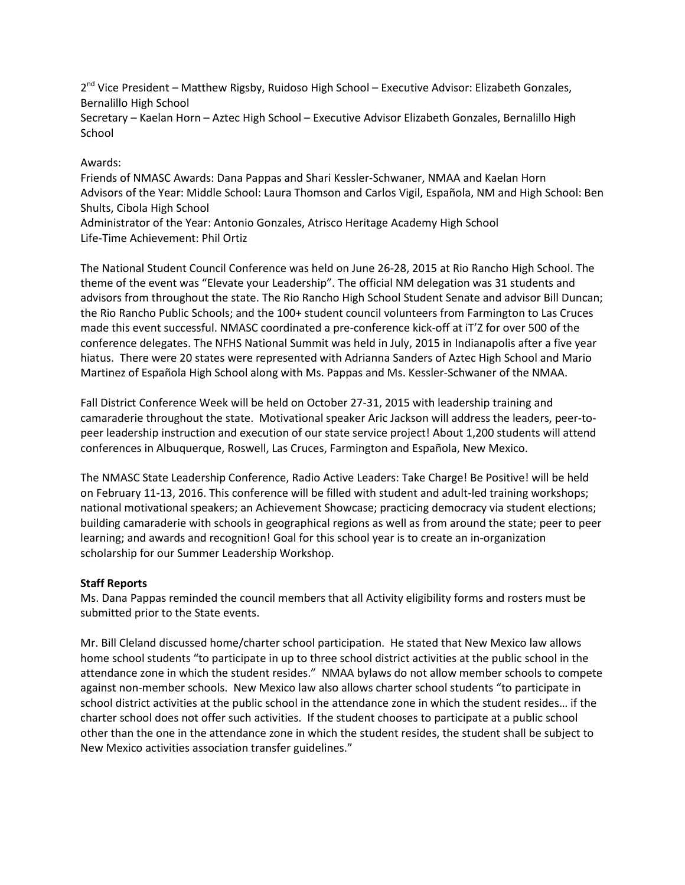2nd Vice President – Matthew Rigsby, Ruidoso High School – Executive Advisor: Elizabeth Gonzales, Bernalillo High School
Secretary – Kaelan Horn – Aztec High School – Executive Advisor Elizabeth Gonzales, Bernalillo High School

Awards:
Friends of NMASC Awards: Dana Pappas and Shari Kessler-Schwaner, NMAA and Kaelan Horn
Advisors of the Year: Middle School: Laura Thomson and Carlos Vigil, Española, NM and High School: Ben Shults, Cibola High School
Administrator of the Year: Antonio Gonzales, Atrisco Heritage Academy High School
Life-Time Achievement: Phil Ortiz

The National Student Council Conference was held on June 26-28, 2015 at Rio Rancho High School. The theme of the event was "Elevate your Leadership". The official NM delegation was 31 students and advisors from throughout the state. The Rio Rancho High School Student Senate and advisor Bill Duncan; the Rio Rancho Public Schools; and the 100+ student council volunteers from Farmington to Las Cruces made this event successful. NMASC coordinated a pre-conference kick-off at iT'Z for over 500 of the conference delegates. The NFHS National Summit was held in July, 2015 in Indianapolis after a five year hiatus. There were 20 states were represented with Adrianna Sanders of Aztec High School and Mario Martinez of Española High School along with Ms. Pappas and Ms. Kessler-Schwaner of the NMAA.

Fall District Conference Week will be held on October 27-31, 2015 with leadership training and camaraderie throughout the state. Motivational speaker Aric Jackson will address the leaders, peer-to-peer leadership instruction and execution of our state service project! About 1,200 students will attend conferences in Albuquerque, Roswell, Las Cruces, Farmington and Española, New Mexico.

The NMASC State Leadership Conference, Radio Active Leaders: Take Charge! Be Positive! will be held on February 11-13, 2016. This conference will be filled with student and adult-led training workshops; national motivational speakers; an Achievement Showcase; practicing democracy via student elections; building camaraderie with schools in geographical regions as well as from around the state; peer to peer learning; and awards and recognition! Goal for this school year is to create an in-organization scholarship for our Summer Leadership Workshop.

**Staff Reports**

Ms. Dana Pappas reminded the council members that all Activity eligibility forms and rosters must be submitted prior to the State events.

Mr. Bill Cleland discussed home/charter school participation. He stated that New Mexico law allows home school students "to participate in up to three school district activities at the public school in the attendance zone in which the student resides." NMAA bylaws do not allow member schools to compete against non-member schools. New Mexico law also allows charter school students "to participate in school district activities at the public school in the attendance zone in which the student resides… if the charter school does not offer such activities. If the student chooses to participate at a public school other than the one in the attendance zone in which the student resides, the student shall be subject to New Mexico activities association transfer guidelines."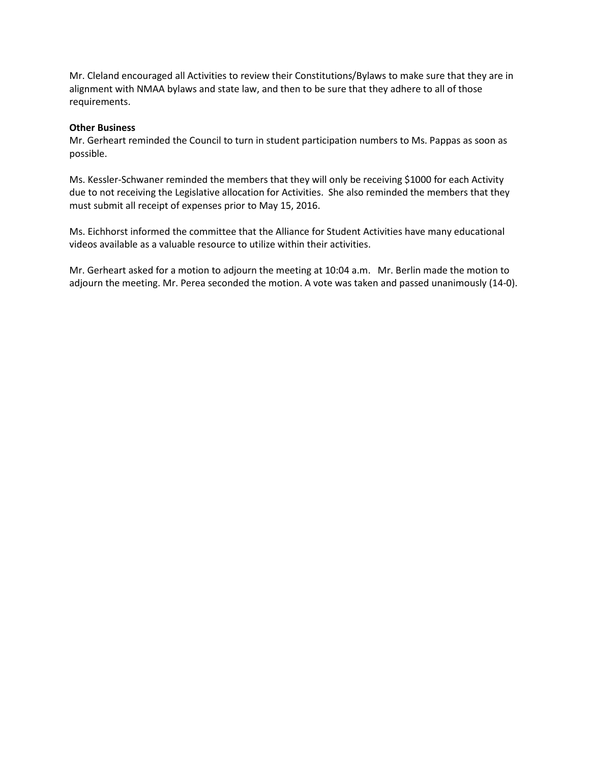Mr. Cleland encouraged all Activities to review their Constitutions/Bylaws to make sure that they are in alignment with NMAA bylaws and state law, and then to be sure that they adhere to all of those requirements.

**Other Business**

Mr. Gerheart reminded the Council to turn in student participation numbers to Ms. Pappas as soon as possible.

Ms. Kessler-Schwaner reminded the members that they will only be receiving $1000 for each Activity due to not receiving the Legislative allocation for Activities. She also reminded the members that they must submit all receipt of expenses prior to May 15, 2016.

Ms. Eichhorst informed the committee that the Alliance for Student Activities have many educational videos available as a valuable resource to utilize within their activities.

Mr. Gerheart asked for a motion to adjourn the meeting at 10:04 a.m. Mr. Berlin made the motion to adjourn the meeting. Mr. Perea seconded the motion. A vote was taken and passed unanimously (14-0).